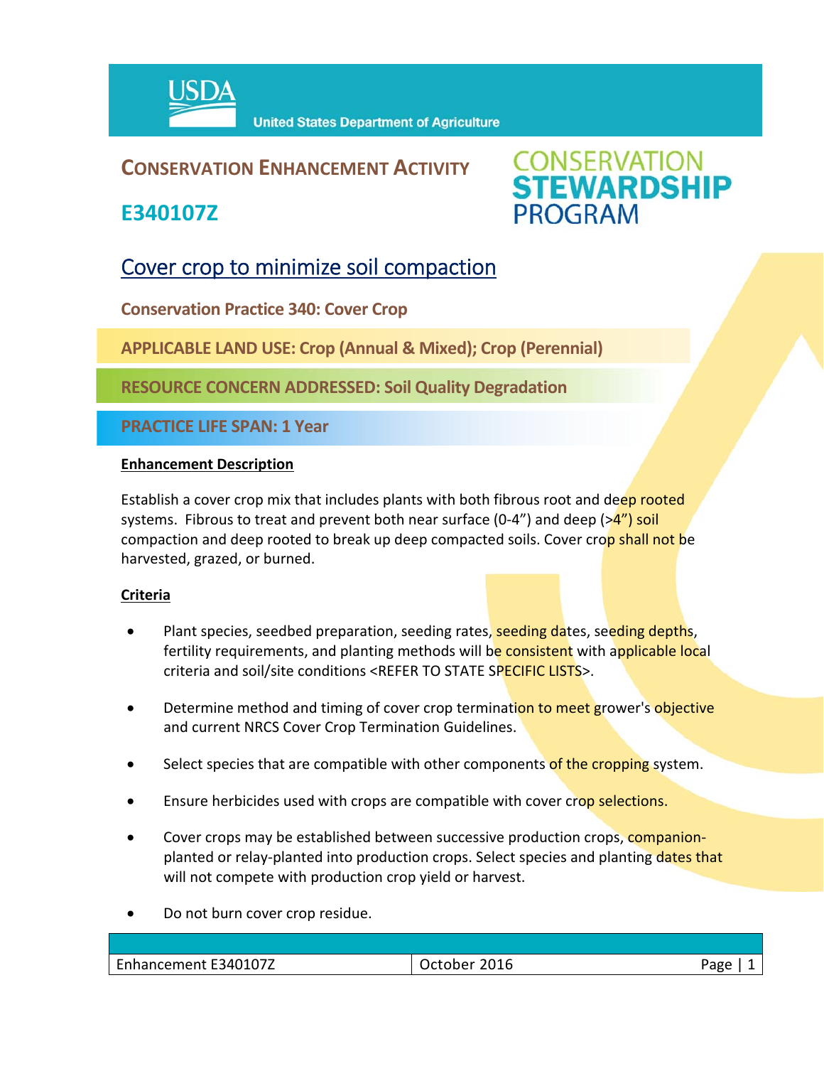USDA United States Department of Agriculture

# CONSERVATION ENHANCEMENT ACTIVITY

## E340107Z

CONSERVATION STEWARDSHIP PROGRAM

## Cover crop to minimize soil compaction

**Conservation Practice 340: Cover Crop**

**APPLICABLE LAND USE: Crop (Annual & Mixed); Crop (Perennial)**

**RESOURCE CONCERN ADDRESSED: Soil Quality Degradation**

**PRACTICE LIFE SPAN: 1 Year**

### Enhancement Description

Establish a cover crop mix that includes plants with both fibrous root and deep rooted systems. Fibrous to treat and prevent both near surface (0-4") and deep (>4") soil compaction and deep rooted to break up deep compacted soils. Cover crop shall not be harvested, grazed, or burned.

### Criteria

- Plant species, seedbed preparation, seeding rates, seeding dates, seeding depths, fertility requirements, and planting methods will be consistent with applicable local criteria and soil/site conditions <REFER TO STATE SPECIFIC LISTS>.
- Determine method and timing of cover crop termination to meet grower's objective and current NRCS Cover Crop Termination Guidelines.
- Select species that are compatible with other components of the cropping system.
- Ensure herbicides used with crops are compatible with cover crop selections.
- Cover crops may be established between successive production crops, companion-planted or relay-planted into production crops. Select species and planting dates that will not compete with production crop yield or harvest.
- Do not burn cover crop residue.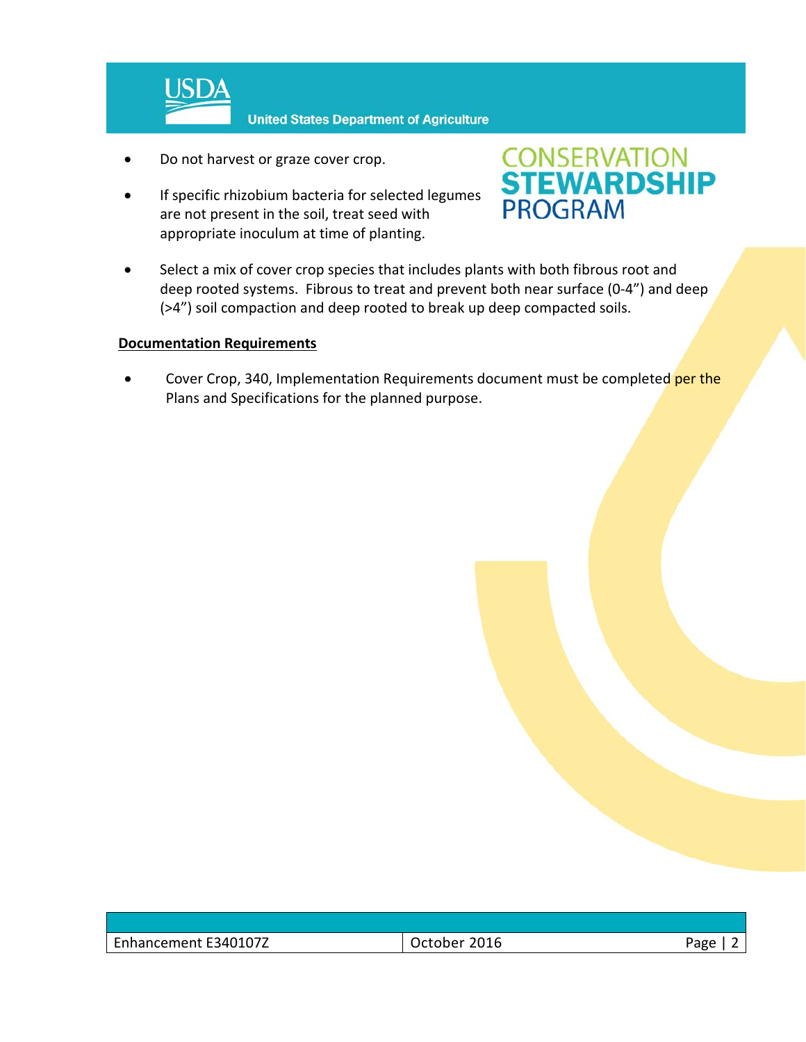- Do not harvest or graze cover crop.
- If specific rhizobium bacteria for selected legumes are not present in the soil, treat seed with appropriate inoculum at time of planting.
- Select a mix of cover crop species that includes plants with both fibrous root and deep rooted systems. Fibrous to treat and prevent both near surface (0-4") and deep (>4") soil compaction and deep rooted to break up deep compacted soils.

**Documentation Requirements**

- Cover Crop, 340, Implementation Requirements document must be completed per the Plans and Specifications for the planned purpose.